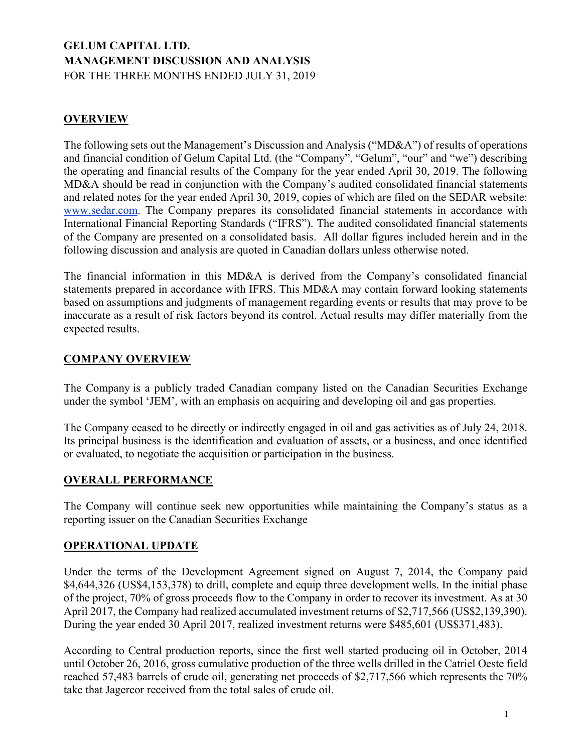# GELUM CAPITAL LTD.
# MANAGEMENT DISCUSSION AND ANALYSIS

FOR THE THREE MONTHS ENDED JULY 31, 2019

## OVERVIEW

The following sets out the Management's Discussion and Analysis ("MD&A") of results of operations and financial condition of Gelum Capital Ltd. (the "Company", "Gelum", "our" and "we") describing the operating and financial results of the Company for the year ended April 30, 2019. The following MD&A should be read in conjunction with the Company's audited consolidated financial statements and related notes for the year ended April 30, 2019, copies of which are filed on the SEDAR website: www.sedar.com. The Company prepares its consolidated financial statements in accordance with International Financial Reporting Standards ("IFRS"). The audited consolidated financial statements of the Company are presented on a consolidated basis. All dollar figures included herein and in the following discussion and analysis are quoted in Canadian dollars unless otherwise noted.

The financial information in this MD&A is derived from the Company's consolidated financial statements prepared in accordance with IFRS. This MD&A may contain forward looking statements based on assumptions and judgments of management regarding events or results that may prove to be inaccurate as a result of risk factors beyond its control. Actual results may differ materially from the expected results.

## COMPANY OVERVIEW

The Company is a publicly traded Canadian company listed on the Canadian Securities Exchange under the symbol 'JEM', with an emphasis on acquiring and developing oil and gas properties.

The Company ceased to be directly or indirectly engaged in oil and gas activities as of July 24, 2018. Its principal business is the identification and evaluation of assets, or a business, and once identified or evaluated, to negotiate the acquisition or participation in the business.

## OVERALL PERFORMANCE

The Company will continue seek new opportunities while maintaining the Company's status as a reporting issuer on the Canadian Securities Exchange

## OPERATIONAL UPDATE

Under the terms of the Development Agreement signed on August 7, 2014, the Company paid $4,644,326 (US$4,153,378) to drill, complete and equip three development wells. In the initial phase of the project, 70% of gross proceeds flow to the Company in order to recover its investment. As at 30 April 2017, the Company had realized accumulated investment returns of $2,717,566 (US$2,139,390). During the year ended 30 April 2017, realized investment returns were $485,601 (US$371,483).

According to Central production reports, since the first well started producing oil in October, 2014 until October 26, 2016, gross cumulative production of the three wells drilled in the Catriel Oeste field reached 57,483 barrels of crude oil, generating net proceeds of $2,717,566 which represents the 70% take that Jagercor received from the total sales of crude oil.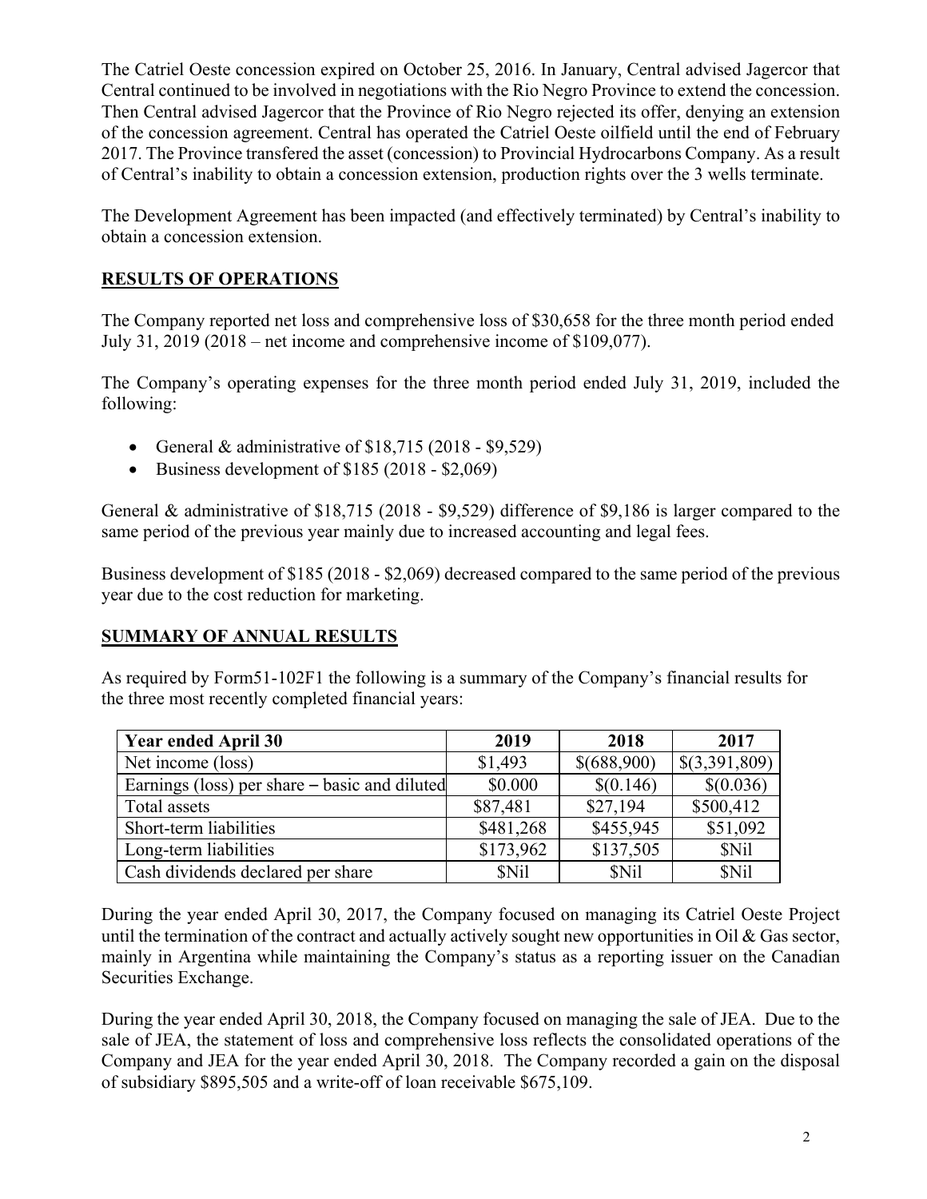The Catriel Oeste concession expired on October 25, 2016. In January, Central advised Jagercor that Central continued to be involved in negotiations with the Rio Negro Province to extend the concession. Then Central advised Jagercor that the Province of Rio Negro rejected its offer, denying an extension of the concession agreement. Central has operated the Catriel Oeste oilfield until the end of February 2017. The Province transfered the asset (concession) to Provincial Hydrocarbons Company. As a result of Central's inability to obtain a concession extension, production rights over the 3 wells terminate.

The Development Agreement has been impacted (and effectively terminated) by Central's inability to obtain a concession extension.

## RESULTS OF OPERATIONS

The Company reported net loss and comprehensive loss of $30,658 for the three month period ended July 31, 2019 (2018 – net income and comprehensive income of $109,077).

The Company's operating expenses for the three month period ended July 31, 2019, included the following:

- General & administrative of $18,715 (2018 - $9,529)
- Business development of $185 (2018 - $2,069)

General & administrative of $18,715 (2018 - $9,529) difference of $9,186 is larger compared to the same period of the previous year mainly due to increased accounting and legal fees.

Business development of $185 (2018 - $2,069) decreased compared to the same period of the previous year due to the cost reduction for marketing.

## SUMMARY OF ANNUAL RESULTS

As required by Form51-102F1 the following is a summary of the Company's financial results for the three most recently completed financial years:

| Year ended April 30 | 2019 | 2018 | 2017 |
|---|---|---|---|
| Net income (loss) | $1,493 | $(688,900) | $(3,391,809) |
| Earnings (loss) per share – basic and diluted | $0.000 | $(0.146) | $(0.036) |
| Total assets | $87,481 | $27,194 | $500,412 |
| Short-term liabilities | $481,268 | $455,945 | $51,092 |
| Long-term liabilities | $173,962 | $137,505 | $Nil |
| Cash dividends declared per share | $Nil | $Nil | $Nil |

During the year ended April 30, 2017, the Company focused on managing its Catriel Oeste Project until the termination of the contract and actually actively sought new opportunities in Oil & Gas sector, mainly in Argentina while maintaining the Company's status as a reporting issuer on the Canadian Securities Exchange.

During the year ended April 30, 2018, the Company focused on managing the sale of JEA. Due to the sale of JEA, the statement of loss and comprehensive loss reflects the consolidated operations of the Company and JEA for the year ended April 30, 2018. The Company recorded a gain on the disposal of subsidiary $895,505 and a write-off of loan receivable $675,109.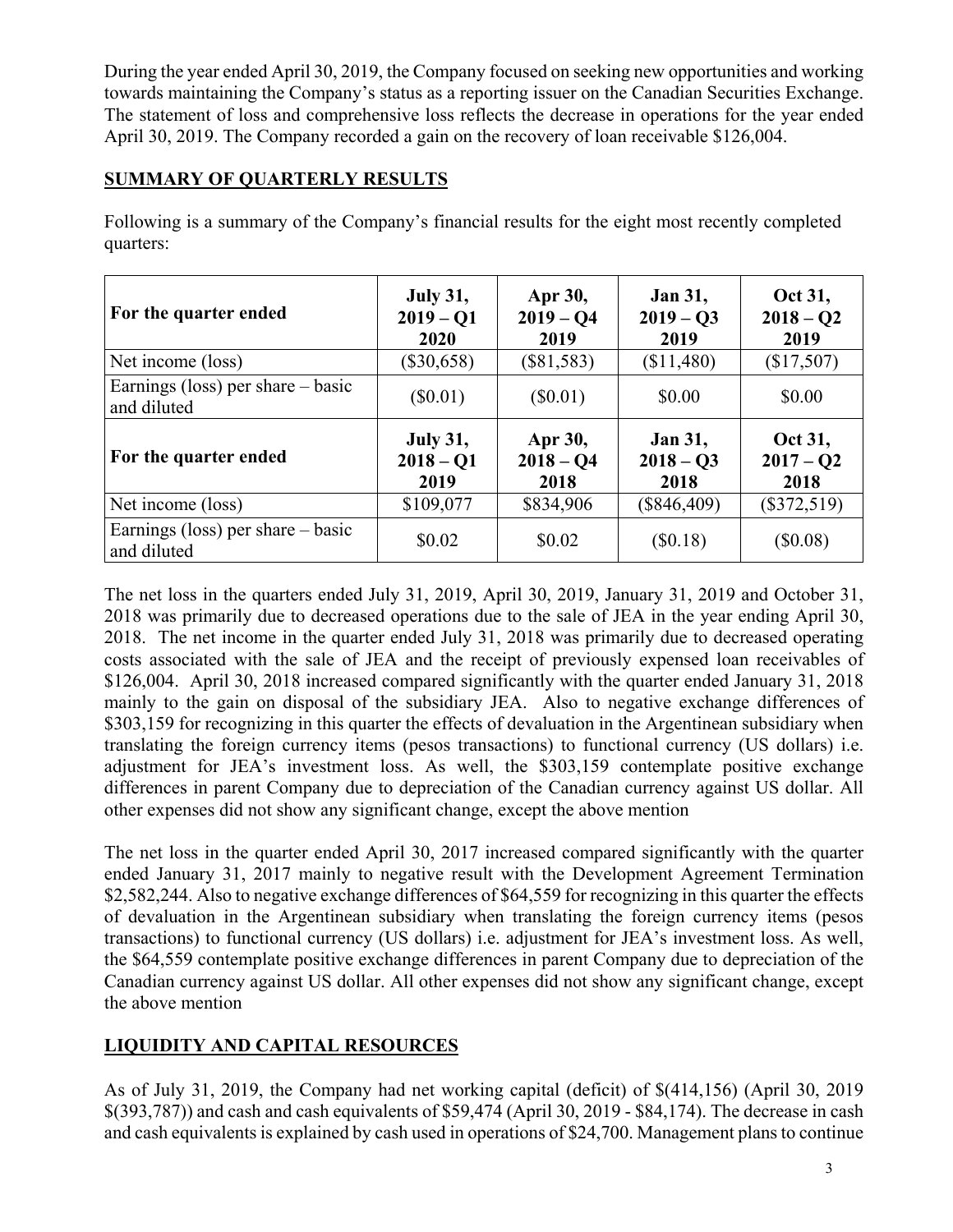During the year ended April 30, 2019, the Company focused on seeking new opportunities and working towards maintaining the Company's status as a reporting issuer on the Canadian Securities Exchange. The statement of loss and comprehensive loss reflects the decrease in operations for the year ended April 30, 2019. The Company recorded a gain on the recovery of loan receivable $126,004.

## SUMMARY OF QUARTERLY RESULTS

Following is a summary of the Company's financial results for the eight most recently completed quarters:

| For the quarter ended | July 31, 2019 – Q1 2020 | Apr 30, 2019 – Q4 2019 | Jan 31, 2019 – Q3 2019 | Oct 31, 2018 – Q2 2019 |
|---|---|---|---|---|
| Net income (loss) | ($30,658) | ($81,583) | ($11,480) | ($17,507) |
| Earnings (loss) per share – basic and diluted | ($0.01) | ($0.01) | $0.00 | $0.00 |
| **For the quarter ended** | **July 31, 2018 – Q1 2019** | **Apr 30, 2018 – Q4 2018** | **Jan 31, 2018 – Q3 2018** | **Oct 31, 2017 – Q2 2018** |
| Net income (loss) | $109,077 | $834,906 | ($846,409) | ($372,519) |
| Earnings (loss) per share – basic and diluted | $0.02 | $0.02 | ($0.18) | ($0.08) |

The net loss in the quarters ended July 31, 2019, April 30, 2019, January 31, 2019 and October 31, 2018 was primarily due to decreased operations due to the sale of JEA in the year ending April 30, 2018. The net income in the quarter ended July 31, 2018 was primarily due to decreased operating costs associated with the sale of JEA and the receipt of previously expensed loan receivables of $126,004. April 30, 2018 increased compared significantly with the quarter ended January 31, 2018 mainly to the gain on disposal of the subsidiary JEA. Also to negative exchange differences of $303,159 for recognizing in this quarter the effects of devaluation in the Argentinean subsidiary when translating the foreign currency items (pesos transactions) to functional currency (US dollars) i.e. adjustment for JEA's investment loss. As well, the $303,159 contemplate positive exchange differences in parent Company due to depreciation of the Canadian currency against US dollar. All other expenses did not show any significant change, except the above mention

The net loss in the quarter ended April 30, 2017 increased compared significantly with the quarter ended January 31, 2017 mainly to negative result with the Development Agreement Termination $2,582,244. Also to negative exchange differences of $64,559 for recognizing in this quarter the effects of devaluation in the Argentinean subsidiary when translating the foreign currency items (pesos transactions) to functional currency (US dollars) i.e. adjustment for JEA's investment loss. As well, the $64,559 contemplate positive exchange differences in parent Company due to depreciation of the Canadian currency against US dollar. All other expenses did not show any significant change, except the above mention

## LIQUIDITY AND CAPITAL RESOURCES

As of July 31, 2019, the Company had net working capital (deficit) of $(414,156) (April 30, 2019 $(393,787)) and cash and cash equivalents of $59,474 (April 30, 2019 - $84,174). The decrease in cash and cash equivalents is explained by cash used in operations of $24,700. Management plans to continue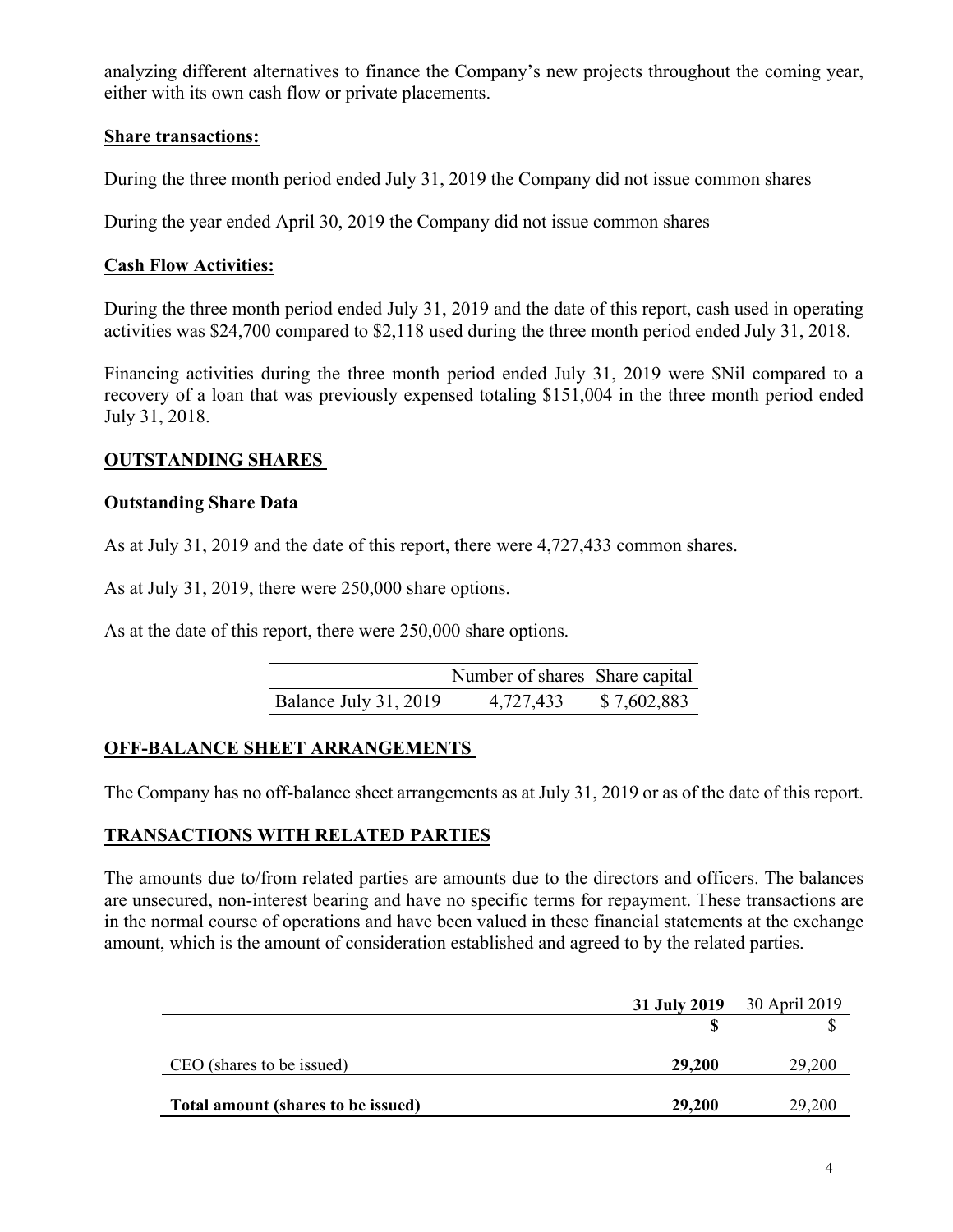analyzing different alternatives to finance the Company's new projects throughout the coming year, either with its own cash flow or private placements.

**Share transactions:**

During the three month period ended July 31, 2019 the Company did not issue common shares

During the year ended April 30, 2019 the Company did not issue common shares

**Cash Flow Activities:**

During the three month period ended July 31, 2019 and the date of this report, cash used in operating activities was $24,700 compared to $2,118 used during the three month period ended July 31, 2018.

Financing activities during the three month period ended July 31, 2019 were $Nil compared to a recovery of a loan that was previously expensed totaling $151,004 in the three month period ended July 31, 2018.

## OUTSTANDING SHARES

**Outstanding Share Data**

As at July 31, 2019 and the date of this report, there were 4,727,433 common shares.

As at July 31, 2019, there were 250,000 share options.

As at the date of this report, there were 250,000 share options.

| | Number of shares | Share capital |
|---|---|---|
| Balance July 31, 2019 | 4,727,433 | $ 7,602,883 |

## OFF-BALANCE SHEET ARRANGEMENTS

The Company has no off-balance sheet arrangements as at July 31, 2019 or as of the date of this report.

## TRANSACTIONS WITH RELATED PARTIES

The amounts due to/from related parties are amounts due to the directors and officers. The balances are unsecured, non-interest bearing and have no specific terms for repayment. These transactions are in the normal course of operations and have been valued in these financial statements at the exchange amount, which is the amount of consideration established and agreed to by the related parties.

| | **31 July 2019** | 30 April 2019 |
|---|---|---|
| | **$** | $ |
| CEO (shares to be issued) | **29,200** | 29,200 |
| **Total amount (shares to be issued)** | **29,200** | 29,200 |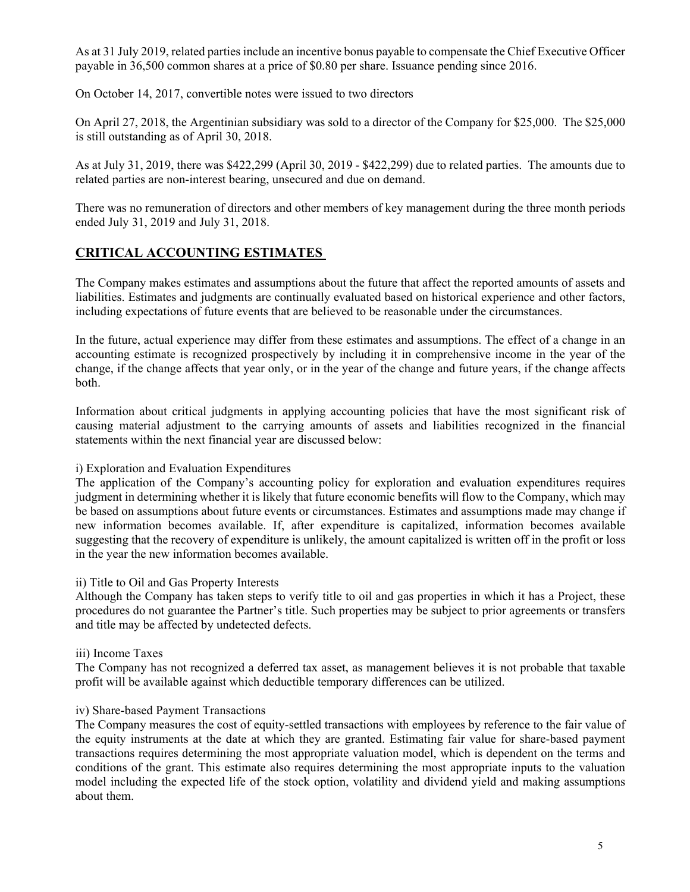As at 31 July 2019, related parties include an incentive bonus payable to compensate the Chief Executive Officer payable in 36,500 common shares at a price of $0.80 per share. Issuance pending since 2016.

On October 14, 2017, convertible notes were issued to two directors

On April 27, 2018, the Argentinian subsidiary was sold to a director of the Company for $25,000. The $25,000 is still outstanding as of April 30, 2018.

As at July 31, 2019, there was $422,299 (April 30, 2019 - $422,299) due to related parties. The amounts due to related parties are non-interest bearing, unsecured and due on demand.

There was no remuneration of directors and other members of key management during the three month periods ended July 31, 2019 and July 31, 2018.

## CRITICAL ACCOUNTING ESTIMATES

The Company makes estimates and assumptions about the future that affect the reported amounts of assets and liabilities. Estimates and judgments are continually evaluated based on historical experience and other factors, including expectations of future events that are believed to be reasonable under the circumstances.

In the future, actual experience may differ from these estimates and assumptions. The effect of a change in an accounting estimate is recognized prospectively by including it in comprehensive income in the year of the change, if the change affects that year only, or in the year of the change and future years, if the change affects both.

Information about critical judgments in applying accounting policies that have the most significant risk of causing material adjustment to the carrying amounts of assets and liabilities recognized in the financial statements within the next financial year are discussed below:

i) Exploration and Evaluation Expenditures
The application of the Company's accounting policy for exploration and evaluation expenditures requires judgment in determining whether it is likely that future economic benefits will flow to the Company, which may be based on assumptions about future events or circumstances. Estimates and assumptions made may change if new information becomes available. If, after expenditure is capitalized, information becomes available suggesting that the recovery of expenditure is unlikely, the amount capitalized is written off in the profit or loss in the year the new information becomes available.

ii) Title to Oil and Gas Property Interests
Although the Company has taken steps to verify title to oil and gas properties in which it has a Project, these procedures do not guarantee the Partner's title. Such properties may be subject to prior agreements or transfers and title may be affected by undetected defects.

iii) Income Taxes
The Company has not recognized a deferred tax asset, as management believes it is not probable that taxable profit will be available against which deductible temporary differences can be utilized.

iv) Share-based Payment Transactions
The Company measures the cost of equity-settled transactions with employees by reference to the fair value of the equity instruments at the date at which they are granted. Estimating fair value for share-based payment transactions requires determining the most appropriate valuation model, which is dependent on the terms and conditions of the grant. This estimate also requires determining the most appropriate inputs to the valuation model including the expected life of the stock option, volatility and dividend yield and making assumptions about them.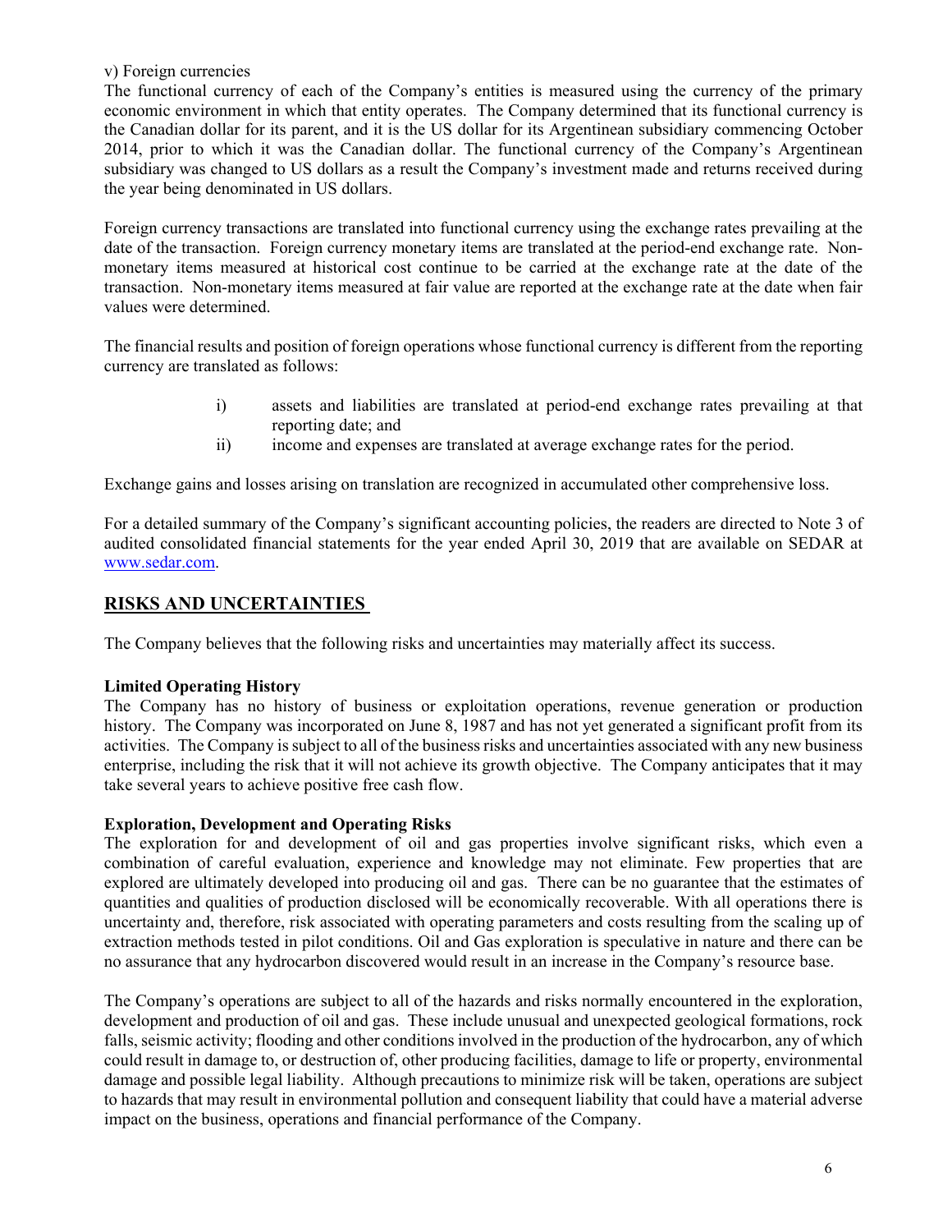v) Foreign currencies

The functional currency of each of the Company's entities is measured using the currency of the primary economic environment in which that entity operates. The Company determined that its functional currency is the Canadian dollar for its parent, and it is the US dollar for its Argentinean subsidiary commencing October 2014, prior to which it was the Canadian dollar. The functional currency of the Company's Argentinean subsidiary was changed to US dollars as a result the Company's investment made and returns received during the year being denominated in US dollars.

Foreign currency transactions are translated into functional currency using the exchange rates prevailing at the date of the transaction. Foreign currency monetary items are translated at the period-end exchange rate. Non-monetary items measured at historical cost continue to be carried at the exchange rate at the date of the transaction. Non-monetary items measured at fair value are reported at the exchange rate at the date when fair values were determined.

The financial results and position of foreign operations whose functional currency is different from the reporting currency are translated as follows:

i) assets and liabilities are translated at period-end exchange rates prevailing at that reporting date; and
ii) income and expenses are translated at average exchange rates for the period.

Exchange gains and losses arising on translation are recognized in accumulated other comprehensive loss.

For a detailed summary of the Company's significant accounting policies, the readers are directed to Note 3 of audited consolidated financial statements for the year ended April 30, 2019 that are available on SEDAR at www.sedar.com.

## RISKS AND UNCERTAINTIES

The Company believes that the following risks and uncertainties may materially affect its success.

**Limited Operating History**

The Company has no history of business or exploitation operations, revenue generation or production history. The Company was incorporated on June 8, 1987 and has not yet generated a significant profit from its activities. The Company is subject to all of the business risks and uncertainties associated with any new business enterprise, including the risk that it will not achieve its growth objective. The Company anticipates that it may take several years to achieve positive free cash flow.

**Exploration, Development and Operating Risks**

The exploration for and development of oil and gas properties involve significant risks, which even a combination of careful evaluation, experience and knowledge may not eliminate. Few properties that are explored are ultimately developed into producing oil and gas. There can be no guarantee that the estimates of quantities and qualities of production disclosed will be economically recoverable. With all operations there is uncertainty and, therefore, risk associated with operating parameters and costs resulting from the scaling up of extraction methods tested in pilot conditions. Oil and Gas exploration is speculative in nature and there can be no assurance that any hydrocarbon discovered would result in an increase in the Company's resource base.

The Company's operations are subject to all of the hazards and risks normally encountered in the exploration, development and production of oil and gas. These include unusual and unexpected geological formations, rock falls, seismic activity; flooding and other conditions involved in the production of the hydrocarbon, any of which could result in damage to, or destruction of, other producing facilities, damage to life or property, environmental damage and possible legal liability. Although precautions to minimize risk will be taken, operations are subject to hazards that may result in environmental pollution and consequent liability that could have a material adverse impact on the business, operations and financial performance of the Company.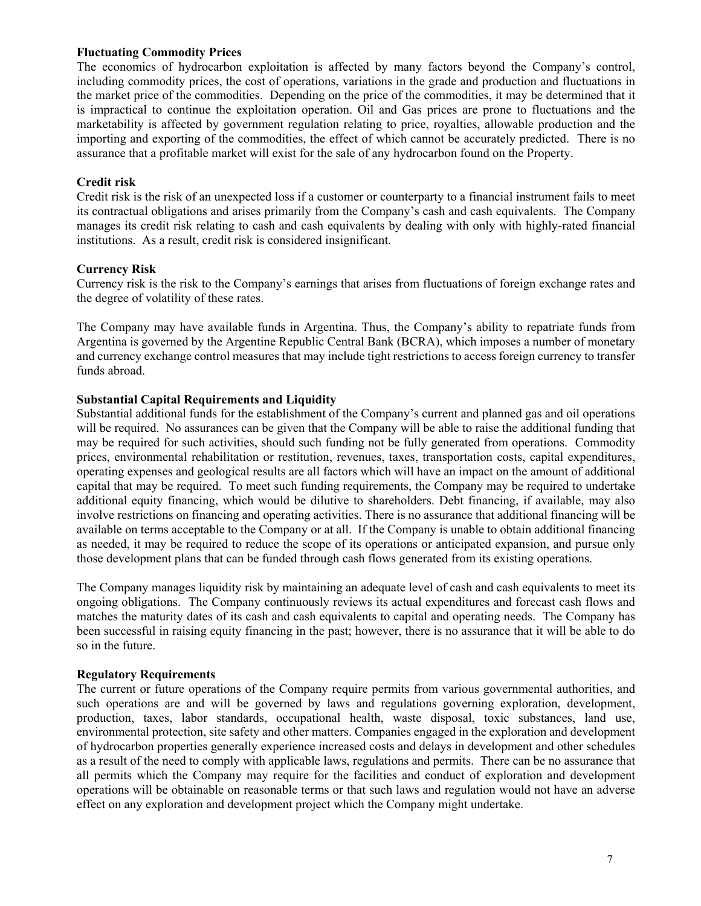**Fluctuating Commodity Prices**

The economics of hydrocarbon exploitation is affected by many factors beyond the Company's control, including commodity prices, the cost of operations, variations in the grade and production and fluctuations in the market price of the commodities. Depending on the price of the commodities, it may be determined that it is impractical to continue the exploitation operation. Oil and Gas prices are prone to fluctuations and the marketability is affected by government regulation relating to price, royalties, allowable production and the importing and exporting of the commodities, the effect of which cannot be accurately predicted. There is no assurance that a profitable market will exist for the sale of any hydrocarbon found on the Property.

**Credit risk**

Credit risk is the risk of an unexpected loss if a customer or counterparty to a financial instrument fails to meet its contractual obligations and arises primarily from the Company's cash and cash equivalents. The Company manages its credit risk relating to cash and cash equivalents by dealing with only with highly-rated financial institutions. As a result, credit risk is considered insignificant.

**Currency Risk**

Currency risk is the risk to the Company's earnings that arises from fluctuations of foreign exchange rates and the degree of volatility of these rates.

The Company may have available funds in Argentina. Thus, the Company's ability to repatriate funds from Argentina is governed by the Argentine Republic Central Bank (BCRA), which imposes a number of monetary and currency exchange control measures that may include tight restrictions to access foreign currency to transfer funds abroad.

**Substantial Capital Requirements and Liquidity**

Substantial additional funds for the establishment of the Company's current and planned gas and oil operations will be required. No assurances can be given that the Company will be able to raise the additional funding that may be required for such activities, should such funding not be fully generated from operations. Commodity prices, environmental rehabilitation or restitution, revenues, taxes, transportation costs, capital expenditures, operating expenses and geological results are all factors which will have an impact on the amount of additional capital that may be required. To meet such funding requirements, the Company may be required to undertake additional equity financing, which would be dilutive to shareholders. Debt financing, if available, may also involve restrictions on financing and operating activities. There is no assurance that additional financing will be available on terms acceptable to the Company or at all. If the Company is unable to obtain additional financing as needed, it may be required to reduce the scope of its operations or anticipated expansion, and pursue only those development plans that can be funded through cash flows generated from its existing operations.

The Company manages liquidity risk by maintaining an adequate level of cash and cash equivalents to meet its ongoing obligations. The Company continuously reviews its actual expenditures and forecast cash flows and matches the maturity dates of its cash and cash equivalents to capital and operating needs. The Company has been successful in raising equity financing in the past; however, there is no assurance that it will be able to do so in the future.

**Regulatory Requirements**

The current or future operations of the Company require permits from various governmental authorities, and such operations are and will be governed by laws and regulations governing exploration, development, production, taxes, labor standards, occupational health, waste disposal, toxic substances, land use, environmental protection, site safety and other matters. Companies engaged in the exploration and development of hydrocarbon properties generally experience increased costs and delays in development and other schedules as a result of the need to comply with applicable laws, regulations and permits. There can be no assurance that all permits which the Company may require for the facilities and conduct of exploration and development operations will be obtainable on reasonable terms or that such laws and regulation would not have an adverse effect on any exploration and development project which the Company might undertake.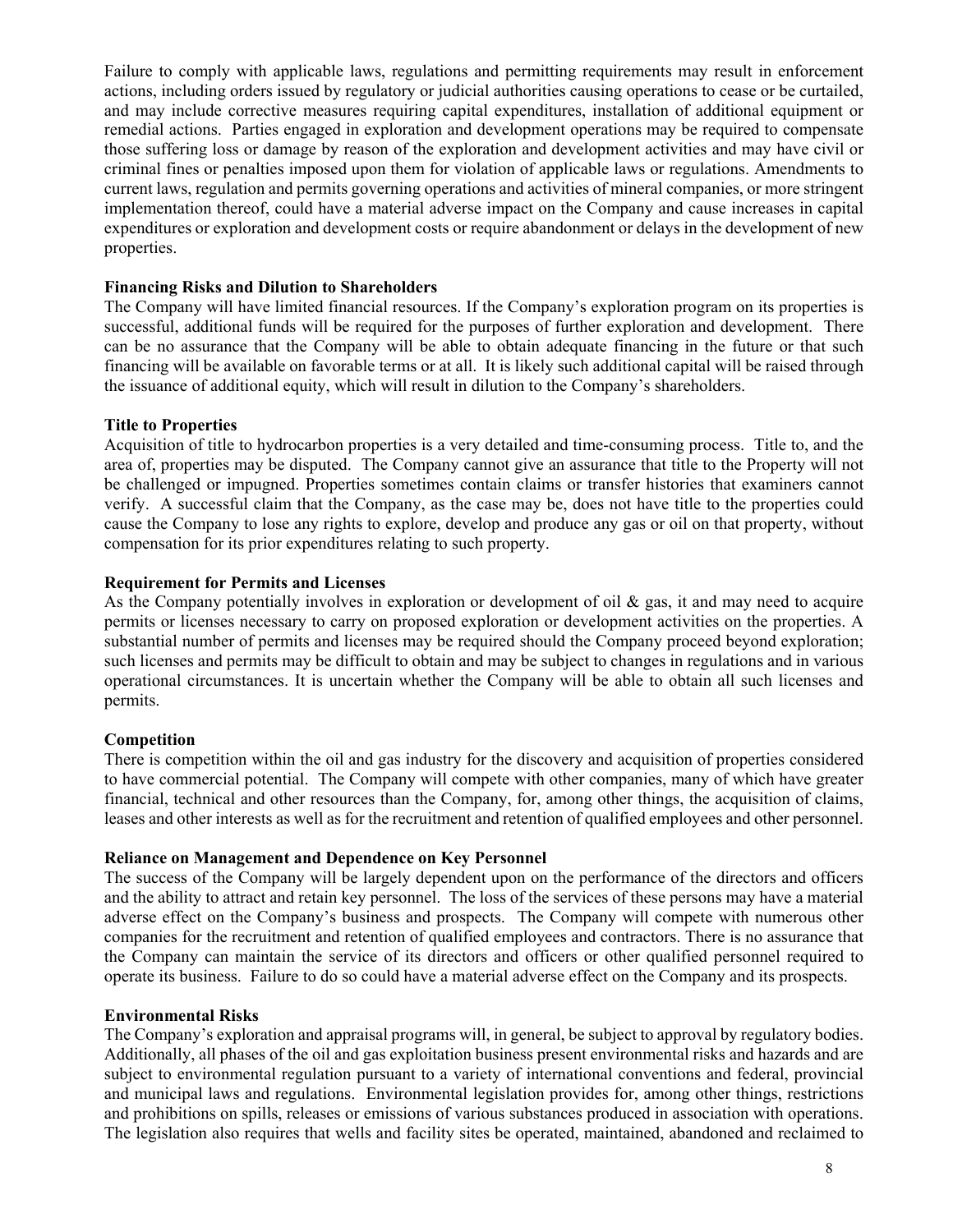Failure to comply with applicable laws, regulations and permitting requirements may result in enforcement actions, including orders issued by regulatory or judicial authorities causing operations to cease or be curtailed, and may include corrective measures requiring capital expenditures, installation of additional equipment or remedial actions. Parties engaged in exploration and development operations may be required to compensate those suffering loss or damage by reason of the exploration and development activities and may have civil or criminal fines or penalties imposed upon them for violation of applicable laws or regulations. Amendments to current laws, regulation and permits governing operations and activities of mineral companies, or more stringent implementation thereof, could have a material adverse impact on the Company and cause increases in capital expenditures or exploration and development costs or require abandonment or delays in the development of new properties.

**Financing Risks and Dilution to Shareholders**

The Company will have limited financial resources. If the Company's exploration program on its properties is successful, additional funds will be required for the purposes of further exploration and development. There can be no assurance that the Company will be able to obtain adequate financing in the future or that such financing will be available on favorable terms or at all. It is likely such additional capital will be raised through the issuance of additional equity, which will result in dilution to the Company's shareholders.

**Title to Properties**

Acquisition of title to hydrocarbon properties is a very detailed and time-consuming process. Title to, and the area of, properties may be disputed. The Company cannot give an assurance that title to the Property will not be challenged or impugned. Properties sometimes contain claims or transfer histories that examiners cannot verify. A successful claim that the Company, as the case may be, does not have title to the properties could cause the Company to lose any rights to explore, develop and produce any gas or oil on that property, without compensation for its prior expenditures relating to such property.

**Requirement for Permits and Licenses**

As the Company potentially involves in exploration or development of oil & gas, it and may need to acquire permits or licenses necessary to carry on proposed exploration or development activities on the properties. A substantial number of permits and licenses may be required should the Company proceed beyond exploration; such licenses and permits may be difficult to obtain and may be subject to changes in regulations and in various operational circumstances. It is uncertain whether the Company will be able to obtain all such licenses and permits.

**Competition**

There is competition within the oil and gas industry for the discovery and acquisition of properties considered to have commercial potential. The Company will compete with other companies, many of which have greater financial, technical and other resources than the Company, for, among other things, the acquisition of claims, leases and other interests as well as for the recruitment and retention of qualified employees and other personnel.

**Reliance on Management and Dependence on Key Personnel**

The success of the Company will be largely dependent upon on the performance of the directors and officers and the ability to attract and retain key personnel. The loss of the services of these persons may have a material adverse effect on the Company's business and prospects. The Company will compete with numerous other companies for the recruitment and retention of qualified employees and contractors. There is no assurance that the Company can maintain the service of its directors and officers or other qualified personnel required to operate its business. Failure to do so could have a material adverse effect on the Company and its prospects.

**Environmental Risks**

The Company's exploration and appraisal programs will, in general, be subject to approval by regulatory bodies. Additionally, all phases of the oil and gas exploitation business present environmental risks and hazards and are subject to environmental regulation pursuant to a variety of international conventions and federal, provincial and municipal laws and regulations. Environmental legislation provides for, among other things, restrictions and prohibitions on spills, releases or emissions of various substances produced in association with operations. The legislation also requires that wells and facility sites be operated, maintained, abandoned and reclaimed to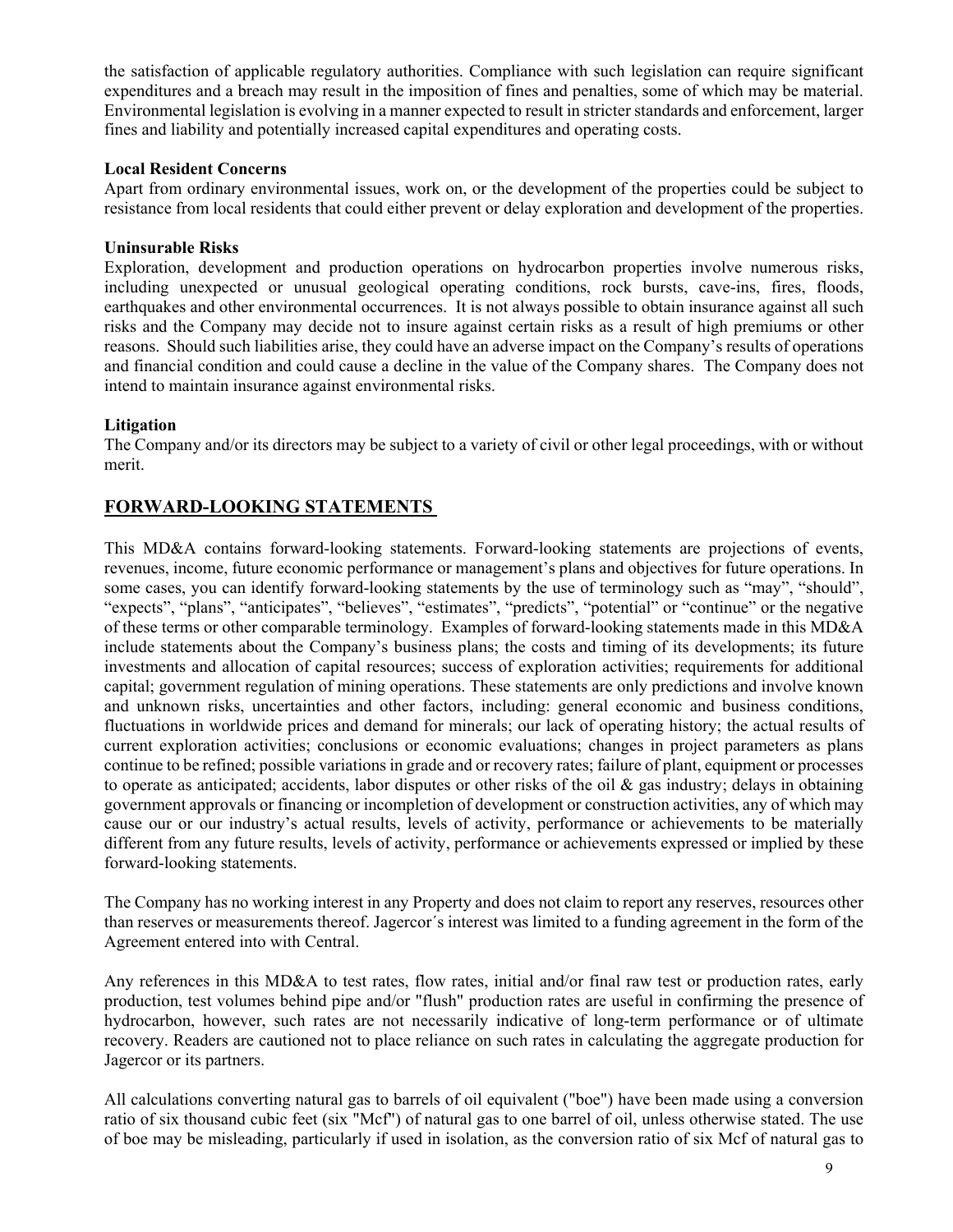the satisfaction of applicable regulatory authorities. Compliance with such legislation can require significant expenditures and a breach may result in the imposition of fines and penalties, some of which may be material. Environmental legislation is evolving in a manner expected to result in stricter standards and enforcement, larger fines and liability and potentially increased capital expenditures and operating costs.

**Local Resident Concerns**

Apart from ordinary environmental issues, work on, or the development of the properties could be subject to resistance from local residents that could either prevent or delay exploration and development of the properties.

**Uninsurable Risks**

Exploration, development and production operations on hydrocarbon properties involve numerous risks, including unexpected or unusual geological operating conditions, rock bursts, cave-ins, fires, floods, earthquakes and other environmental occurrences. It is not always possible to obtain insurance against all such risks and the Company may decide not to insure against certain risks as a result of high premiums or other reasons. Should such liabilities arise, they could have an adverse impact on the Company's results of operations and financial condition and could cause a decline in the value of the Company shares. The Company does not intend to maintain insurance against environmental risks.

**Litigation**

The Company and/or its directors may be subject to a variety of civil or other legal proceedings, with or without merit.

## FORWARD-LOOKING STATEMENTS

This MD&A contains forward-looking statements. Forward-looking statements are projections of events, revenues, income, future economic performance or management's plans and objectives for future operations. In some cases, you can identify forward-looking statements by the use of terminology such as "may", "should", "expects", "plans", "anticipates", "believes", "estimates", "predicts", "potential" or "continue" or the negative of these terms or other comparable terminology. Examples of forward-looking statements made in this MD&A include statements about the Company's business plans; the costs and timing of its developments; its future investments and allocation of capital resources; success of exploration activities; requirements for additional capital; government regulation of mining operations. These statements are only predictions and involve known and unknown risks, uncertainties and other factors, including: general economic and business conditions, fluctuations in worldwide prices and demand for minerals; our lack of operating history; the actual results of current exploration activities; conclusions or economic evaluations; changes in project parameters as plans continue to be refined; possible variations in grade and or recovery rates; failure of plant, equipment or processes to operate as anticipated; accidents, labor disputes or other risks of the oil & gas industry; delays in obtaining government approvals or financing or incompletion of development or construction activities, any of which may cause our or our industry's actual results, levels of activity, performance or achievements to be materially different from any future results, levels of activity, performance or achievements expressed or implied by these forward-looking statements.

The Company has no working interest in any Property and does not claim to report any reserves, resources other than reserves or measurements thereof. Jagercor´s interest was limited to a funding agreement in the form of the Agreement entered into with Central.

Any references in this MD&A to test rates, flow rates, initial and/or final raw test or production rates, early production, test volumes behind pipe and/or "flush" production rates are useful in confirming the presence of hydrocarbon, however, such rates are not necessarily indicative of long-term performance or of ultimate recovery. Readers are cautioned not to place reliance on such rates in calculating the aggregate production for Jagercor or its partners.

All calculations converting natural gas to barrels of oil equivalent ("boe") have been made using a conversion ratio of six thousand cubic feet (six "Mcf") of natural gas to one barrel of oil, unless otherwise stated. The use of boe may be misleading, particularly if used in isolation, as the conversion ratio of six Mcf of natural gas to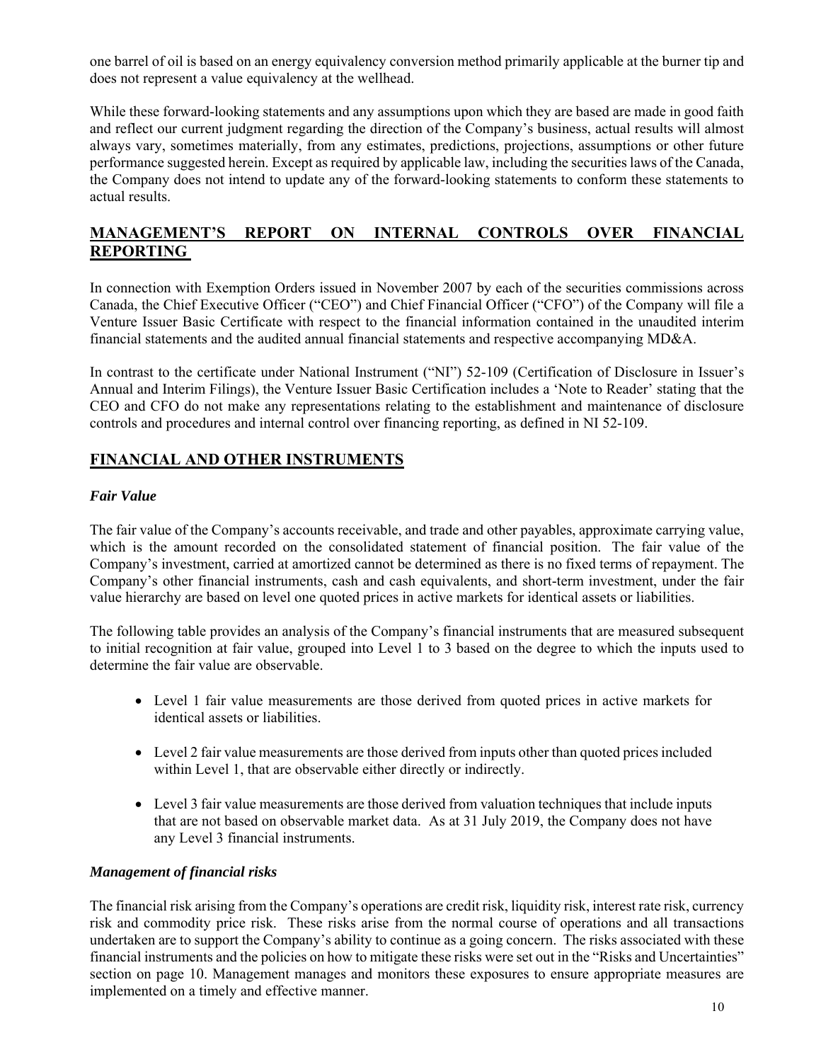one barrel of oil is based on an energy equivalency conversion method primarily applicable at the burner tip and does not represent a value equivalency at the wellhead.

While these forward-looking statements and any assumptions upon which they are based are made in good faith and reflect our current judgment regarding the direction of the Company's business, actual results will almost always vary, sometimes materially, from any estimates, predictions, projections, assumptions or other future performance suggested herein. Except as required by applicable law, including the securities laws of the Canada, the Company does not intend to update any of the forward-looking statements to conform these statements to actual results.

## MANAGEMENT'S REPORT ON INTERNAL CONTROLS OVER FINANCIAL REPORTING

In connection with Exemption Orders issued in November 2007 by each of the securities commissions across Canada, the Chief Executive Officer ("CEO") and Chief Financial Officer ("CFO") of the Company will file a Venture Issuer Basic Certificate with respect to the financial information contained in the unaudited interim financial statements and the audited annual financial statements and respective accompanying MD&A.

In contrast to the certificate under National Instrument ("NI") 52-109 (Certification of Disclosure in Issuer's Annual and Interim Filings), the Venture Issuer Basic Certification includes a 'Note to Reader' stating that the CEO and CFO do not make any representations relating to the establishment and maintenance of disclosure controls and procedures and internal control over financing reporting, as defined in NI 52-109.

## FINANCIAL AND OTHER INSTRUMENTS

### *Fair Value*

The fair value of the Company's accounts receivable, and trade and other payables, approximate carrying value, which is the amount recorded on the consolidated statement of financial position. The fair value of the Company's investment, carried at amortized cannot be determined as there is no fixed terms of repayment. The Company's other financial instruments, cash and cash equivalents, and short-term investment, under the fair value hierarchy are based on level one quoted prices in active markets for identical assets or liabilities.

The following table provides an analysis of the Company's financial instruments that are measured subsequent to initial recognition at fair value, grouped into Level 1 to 3 based on the degree to which the inputs used to determine the fair value are observable.

- Level 1 fair value measurements are those derived from quoted prices in active markets for identical assets or liabilities.
- Level 2 fair value measurements are those derived from inputs other than quoted prices included within Level 1, that are observable either directly or indirectly.
- Level 3 fair value measurements are those derived from valuation techniques that include inputs that are not based on observable market data. As at 31 July 2019, the Company does not have any Level 3 financial instruments.

### *Management of financial risks*

The financial risk arising from the Company's operations are credit risk, liquidity risk, interest rate risk, currency risk and commodity price risk. These risks arise from the normal course of operations and all transactions undertaken are to support the Company's ability to continue as a going concern. The risks associated with these financial instruments and the policies on how to mitigate these risks were set out in the "Risks and Uncertainties" section on page 10. Management manages and monitors these exposures to ensure appropriate measures are implemented on a timely and effective manner.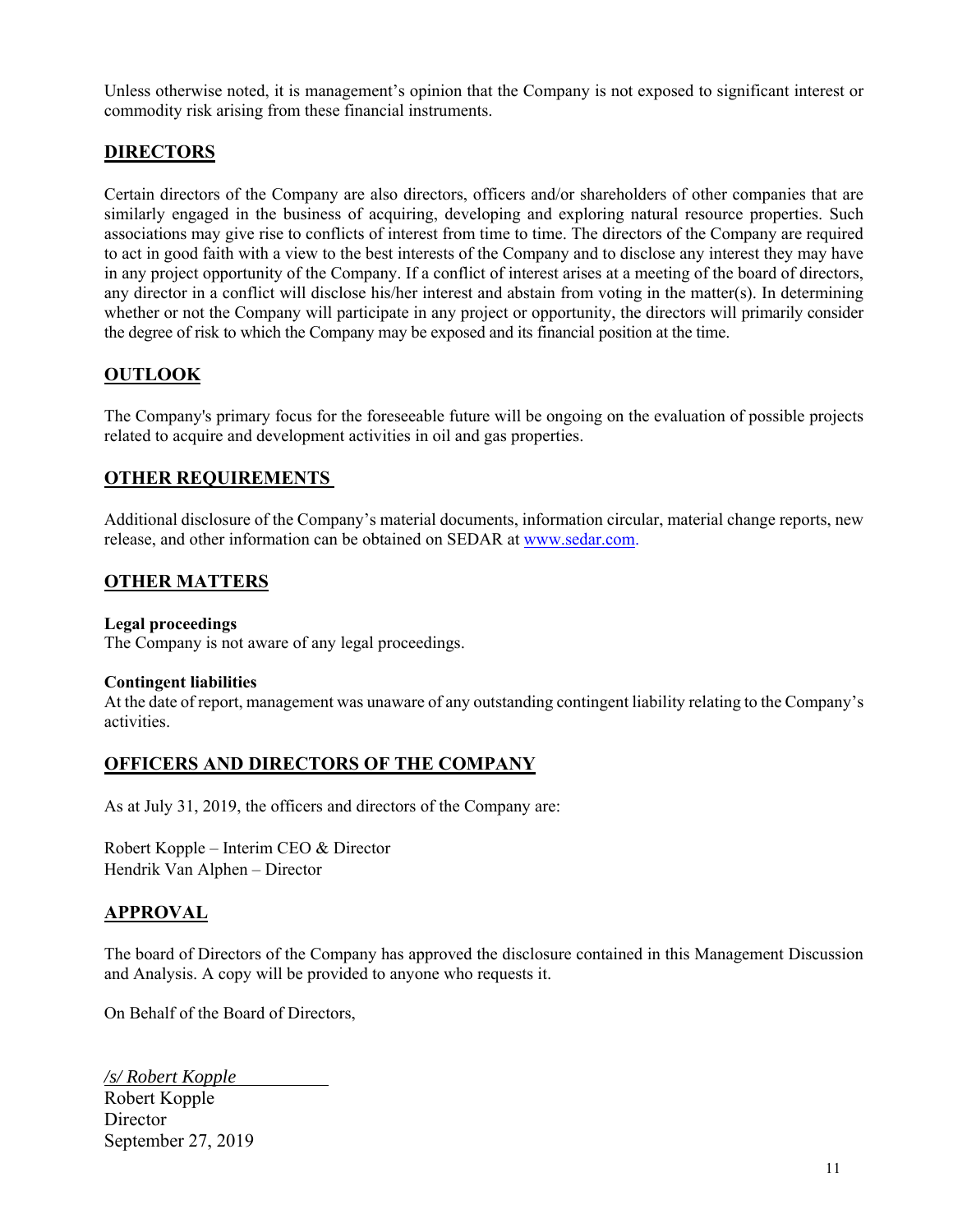Unless otherwise noted, it is management's opinion that the Company is not exposed to significant interest or commodity risk arising from these financial instruments.

## DIRECTORS

Certain directors of the Company are also directors, officers and/or shareholders of other companies that are similarly engaged in the business of acquiring, developing and exploring natural resource properties. Such associations may give rise to conflicts of interest from time to time. The directors of the Company are required to act in good faith with a view to the best interests of the Company and to disclose any interest they may have in any project opportunity of the Company. If a conflict of interest arises at a meeting of the board of directors, any director in a conflict will disclose his/her interest and abstain from voting in the matter(s). In determining whether or not the Company will participate in any project or opportunity, the directors will primarily consider the degree of risk to which the Company may be exposed and its financial position at the time.

## OUTLOOK

The Company's primary focus for the foreseeable future will be ongoing on the evaluation of possible projects related to acquire and development activities in oil and gas properties.

## OTHER REQUIREMENTS

Additional disclosure of the Company's material documents, information circular, material change reports, new release, and other information can be obtained on SEDAR at www.sedar.com.

## OTHER MATTERS

**Legal proceedings**
The Company is not aware of any legal proceedings.

**Contingent liabilities**
At the date of report, management was unaware of any outstanding contingent liability relating to the Company's activities.

## OFFICERS AND DIRECTORS OF THE COMPANY

As at July 31, 2019, the officers and directors of the Company are:

Robert Kopple – Interim CEO & Director
Hendrik Van Alphen – Director

## APPROVAL

The board of Directors of the Company has approved the disclosure contained in this Management Discussion and Analysis. A copy will be provided to anyone who requests it.

On Behalf of the Board of Directors,

*/s/ Robert Kopple*
Robert Kopple
Director
September 27, 2019